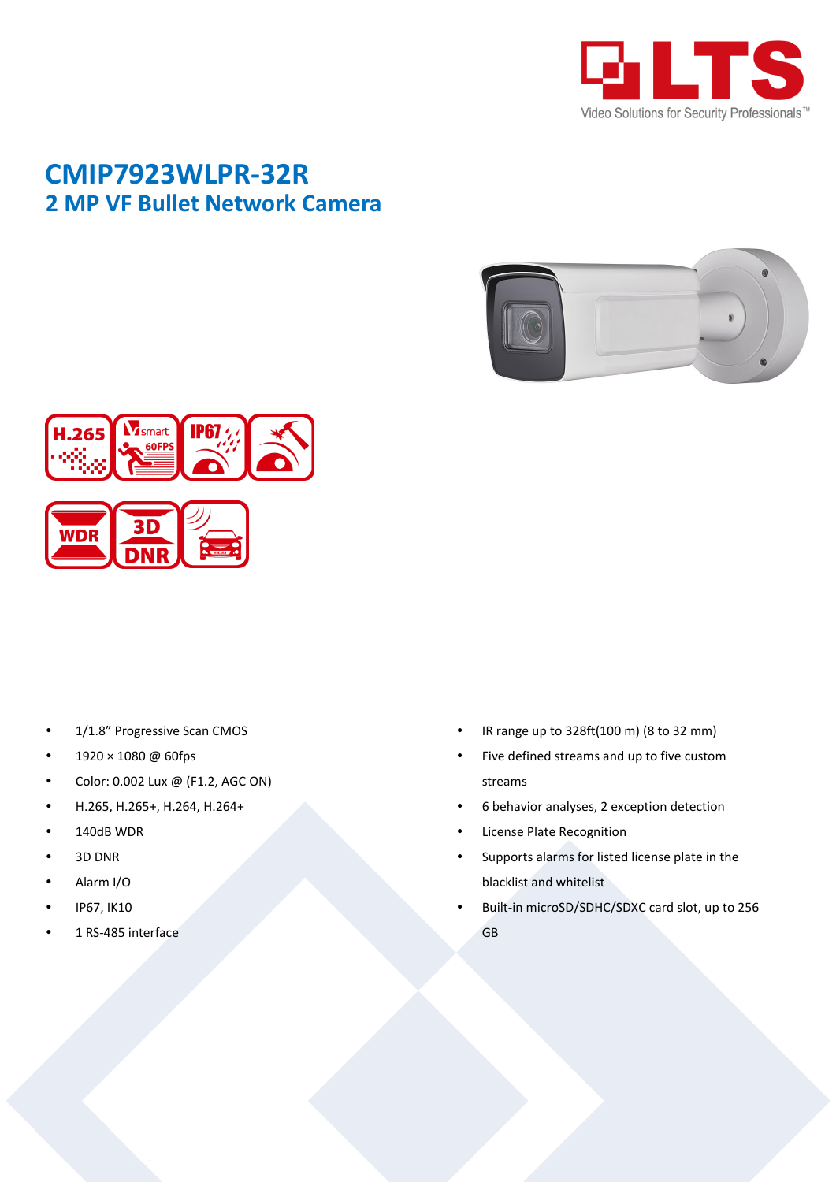# CMIP7923WLPR-32R

## 2 MP VF Bullet Network Camera

- 1/1.8" Progressive Scan CMOS
- 1920 × 1080 @ 60fps
- Color: 0.002 Lux @ (F1.2, AGC ON)
- H.265, H.265+, H.264, H.264+
- 140dB WDR
- 3D DNR
- Alarm I/O
- IP67, IK10
- 1 RS-485 interface
- IR range up to 328ft(100 m) (8 to 32 mm)
- Five defined streams and up to five custom streams
- 6 behavior analyses, 2 exception detection
- License Plate Recognition
- Supports alarms for listed license plate in the blacklist and whitelist
- Built-in microSD/SDHC/SDXC card slot, up to 256 GB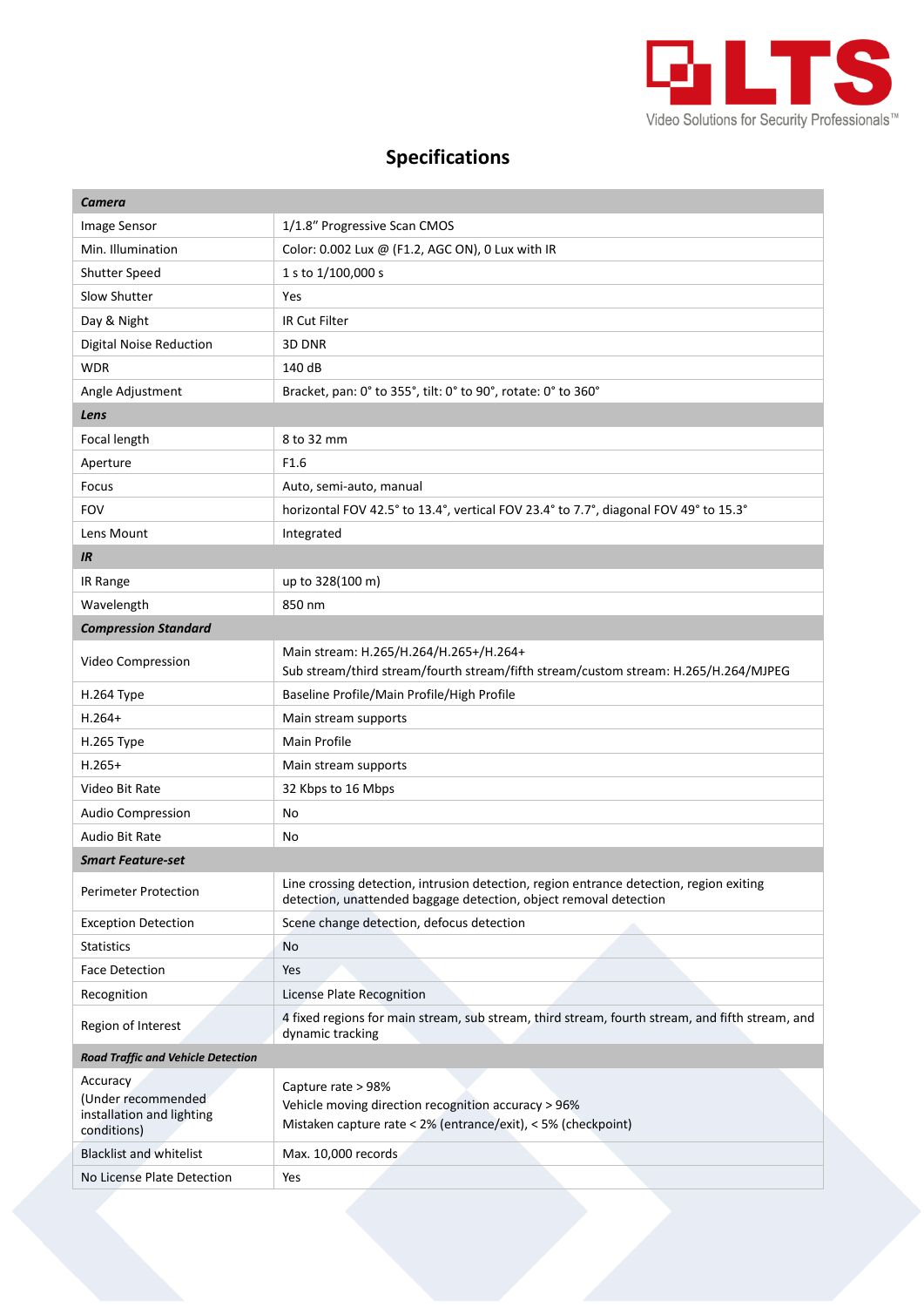# Specifications

| ***Camera*** | |
|---|---|
| Image Sensor | 1/1.8" Progressive Scan CMOS |
| Min. Illumination | Color: 0.002 Lux @ (F1.2, AGC ON), 0 Lux with IR |
| Shutter Speed | 1 s to 1/100,000 s |
| Slow Shutter | Yes |
| Day & Night | IR Cut Filter |
| Digital Noise Reduction | 3D DNR |
| WDR | 140 dB |
| Angle Adjustment | Bracket, pan: 0° to 355°, tilt: 0° to 90°, rotate: 0° to 360° |
| ***Lens*** | |
| Focal length | 8 to 32 mm |
| Aperture | F1.6 |
| Focus | Auto, semi-auto, manual |
| FOV | horizontal FOV 42.5° to 13.4°, vertical FOV 23.4° to 7.7°, diagonal FOV 49° to 15.3° |
| Lens Mount | Integrated |
| ***IR*** | |
| IR Range | up to 328(100 m) |
| Wavelength | 850 nm |
| ***Compression Standard*** | |
| Video Compression | Main stream: H.265/H.264/H.265+/H.264+<br>Sub stream/third stream/fourth stream/fifth stream/custom stream: H.265/H.264/MJPEG |
| H.264 Type | Baseline Profile/Main Profile/High Profile |
| H.264+ | Main stream supports |
| H.265 Type | Main Profile |
| H.265+ | Main stream supports |
| Video Bit Rate | 32 Kbps to 16 Mbps |
| Audio Compression | No |
| Audio Bit Rate | No |
| ***Smart Feature-set*** | |
| Perimeter Protection | Line crossing detection, intrusion detection, region entrance detection, region exiting detection, unattended baggage detection, object removal detection |
| Exception Detection | Scene change detection, defocus detection |
| Statistics | No |
| Face Detection | Yes |
| Recognition | License Plate Recognition |
| Region of Interest | 4 fixed regions for main stream, sub stream, third stream, fourth stream, and fifth stream, and dynamic tracking |
| ***Road Traffic and Vehicle Detection*** | |
| Accuracy<br>(Under recommended installation and lighting conditions) | Capture rate > 98%<br>Vehicle moving direction recognition accuracy > 96%<br>Mistaken capture rate < 2% (entrance/exit), < 5% (checkpoint) |
| Blacklist and whitelist | Max. 10,000 records |
| No License Plate Detection | Yes |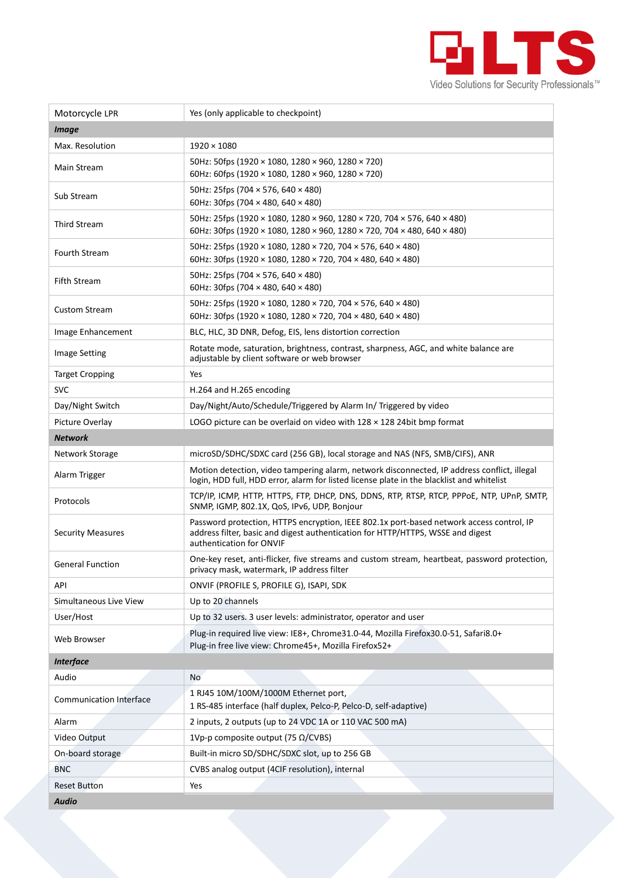| Motorcycle LPR | Yes (only applicable to checkpoint) |
|---|---|
| ***Image*** | |
| Max. Resolution | 1920 × 1080 |
| Main Stream | 50Hz: 50fps (1920 × 1080, 1280 × 960, 1280 × 720)<br>60Hz: 60fps (1920 × 1080, 1280 × 960, 1280 × 720) |
| Sub Stream | 50Hz: 25fps (704 × 576, 640 × 480)<br>60Hz: 30fps (704 × 480, 640 × 480) |
| Third Stream | 50Hz: 25fps (1920 × 1080, 1280 × 960, 1280 × 720, 704 × 576, 640 × 480)<br>60Hz: 30fps (1920 × 1080, 1280 × 960, 1280 × 720, 704 × 480, 640 × 480) |
| Fourth Stream | 50Hz: 25fps (1920 × 1080, 1280 × 720, 704 × 576, 640 × 480)<br>60Hz: 30fps (1920 × 1080, 1280 × 720, 704 × 480, 640 × 480) |
| Fifth Stream | 50Hz: 25fps (704 × 576, 640 × 480)<br>60Hz: 30fps (704 × 480, 640 × 480) |
| Custom Stream | 50Hz: 25fps (1920 × 1080, 1280 × 720, 704 × 576, 640 × 480)<br>60Hz: 30fps (1920 × 1080, 1280 × 720, 704 × 480, 640 × 480) |
| Image Enhancement | BLC, HLC, 3D DNR, Defog, EIS, lens distortion correction |
| Image Setting | Rotate mode, saturation, brightness, contrast, sharpness, AGC, and white balance are adjustable by client software or web browser |
| Target Cropping | Yes |
| SVC | H.264 and H.265 encoding |
| Day/Night Switch | Day/Night/Auto/Schedule/Triggered by Alarm In/ Triggered by video |
| Picture Overlay | LOGO picture can be overlaid on video with 128 × 128 24bit bmp format |
| ***Network*** | |
| Network Storage | microSD/SDHC/SDXC card (256 GB), local storage and NAS (NFS, SMB/CIFS), ANR |
| Alarm Trigger | Motion detection, video tampering alarm, network disconnected, IP address conflict, illegal login, HDD full, HDD error, alarm for listed license plate in the blacklist and whitelist |
| Protocols | TCP/IP, ICMP, HTTP, HTTPS, FTP, DHCP, DNS, DDNS, RTP, RTSP, RTCP, PPPoE, NTP, UPnP, SMTP, SNMP, IGMP, 802.1X, QoS, IPv6, UDP, Bonjour |
| Security Measures | Password protection, HTTPS encryption, IEEE 802.1x port-based network access control, IP address filter, basic and digest authentication for HTTP/HTTPS, WSSE and digest authentication for ONVIF |
| General Function | One-key reset, anti-flicker, five streams and custom stream, heartbeat, password protection, privacy mask, watermark, IP address filter |
| API | ONVIF (PROFILE S, PROFILE G), ISAPI, SDK |
| Simultaneous Live View | Up to 20 channels |
| User/Host | Up to 32 users. 3 user levels: administrator, operator and user |
| Web Browser | Plug-in required live view: IE8+, Chrome31.0-44, Mozilla Firefox30.0-51, Safari8.0+<br>Plug-in free live view: Chrome45+, Mozilla Firefox52+ |
| ***Interface*** | |
| Audio | No |
| Communication Interface | 1 RJ45 10M/100M/1000M Ethernet port,<br>1 RS-485 interface (half duplex, Pelco-P, Pelco-D, self-adaptive) |
| Alarm | 2 inputs, 2 outputs (up to 24 VDC 1A or 110 VAC 500 mA) |
| Video Output | 1Vp-p composite output (75 Ω/CVBS) |
| On-board storage | Built-in micro SD/SDHC/SDXC slot, up to 256 GB |
| BNC | CVBS analog output (4CIF resolution), internal |
| Reset Button | Yes |
| ***Audio*** | |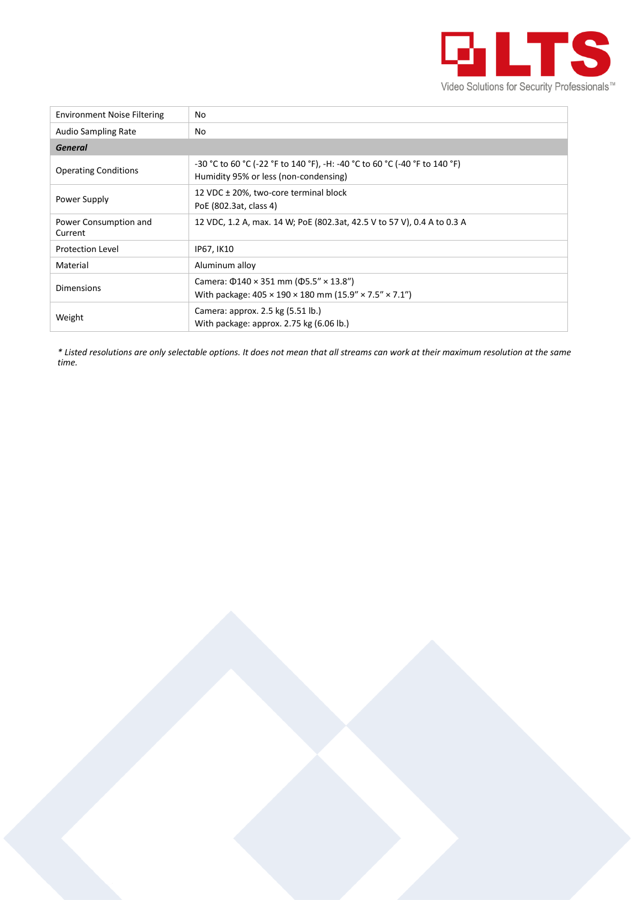| Environment Noise Filtering | No |
|---|---|
| Audio Sampling Rate | No |
| ***General*** | |
| Operating Conditions | -30 °C to 60 °C (-22 °F to 140 °F), -H: -40 °C to 60 °C (-40 °F to 140 °F)<br>Humidity 95% or less (non-condensing) |
| Power Supply | 12 VDC ± 20%, two-core terminal block<br>PoE (802.3at, class 4) |
| Power Consumption and Current | 12 VDC, 1.2 A, max. 14 W; PoE (802.3at, 42.5 V to 57 V), 0.4 A to 0.3 A |
| Protection Level | IP67, IK10 |
| Material | Aluminum alloy |
| Dimensions | Camera: Φ140 × 351 mm (Φ5.5" × 13.8")<br>With package: 405 × 190 × 180 mm (15.9" × 7.5" × 7.1") |
| Weight | Camera: approx. 2.5 kg (5.51 lb.)<br>With package: approx. 2.75 kg (6.06 lb.) |

*\* Listed resolutions are only selectable options. It does not mean that all streams can work at their maximum resolution at the same time.*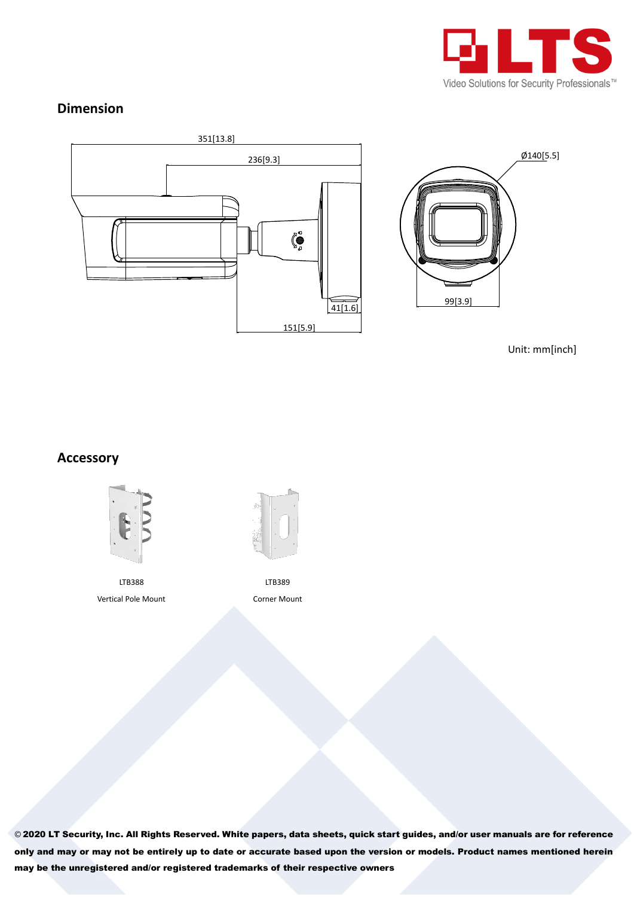## Dimension

351[13.8]

236[9.3]

41[1.6]

151[5.9]

Ø140[5.5]

99[3.9]

Unit: mm[inch]

## Accessory

LTB388

Vertical Pole Mount

LTB389

Corner Mount

© 2020 LT Security, Inc. All Rights Reserved. White papers, data sheets, quick start guides, and/or user manuals are for reference only and may or may not be entirely up to date or accurate based upon the version or models. Product names mentioned herein may be the unregistered and/or registered trademarks of their respective owners